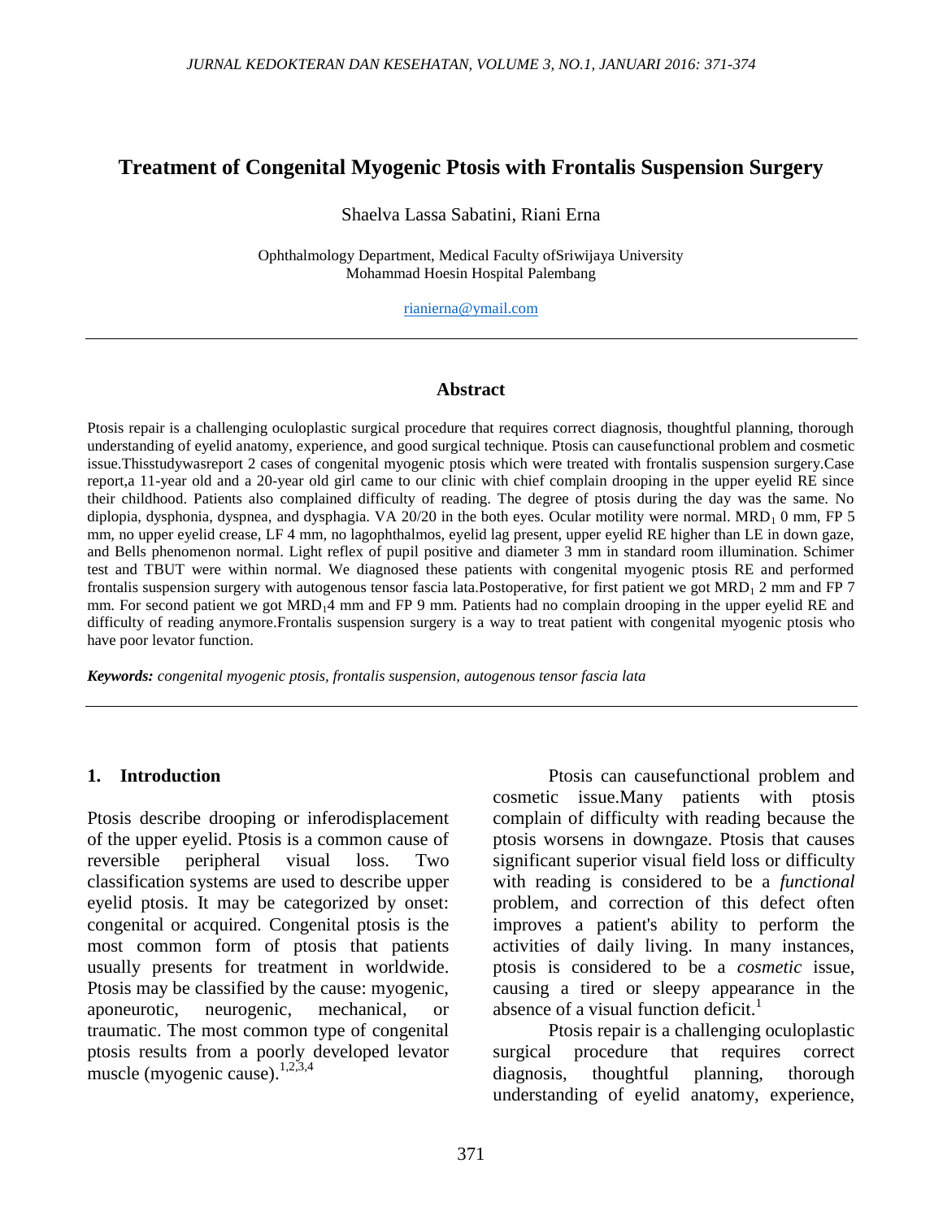# Treatment of Congenital Myogenic Ptosis with Frontalis Suspension Surgery

Shaelva Lassa Sabatini, Riani Erna

Ophthalmology Department, Medical Faculty ofSriwijaya University
Mohammad Hoesin Hospital Palembang

rianierna@ymail.com

## Abstract

Ptosis repair is a challenging oculoplastic surgical procedure that requires correct diagnosis, thoughtful planning, thorough understanding of eyelid anatomy, experience, and good surgical technique. Ptosis can causefunctional problem and cosmetic issue.Thisstudywasreport 2 cases of congenital myogenic ptosis which were treated with frontalis suspension surgery.Case report,a 11-year old and a 20-year old girl came to our clinic with chief complain drooping in the upper eyelid RE since their childhood. Patients also complained difficulty of reading. The degree of ptosis during the day was the same. No diplopia, dysphonia, dyspnea, and dysphagia. VA 20/20 in the both eyes. Ocular motility were normal. $MRD_1$ 0 mm, FP 5 mm, no upper eyelid crease, LF 4 mm, no lagophthalmos, eyelid lag present, upper eyelid RE higher than LE in down gaze, and Bells phenomenon normal. Light reflex of pupil positive and diameter 3 mm in standard room illumination. Schimer test and TBUT were within normal. We diagnosed these patients with congenital myogenic ptosis RE and performed frontalis suspension surgery with autogenous tensor fascia lata.Postoperative, for first patient we got $MRD_1$ 2 mm and FP 7 mm. For second patient we got $MRD_1$4 mm and FP 9 mm. Patients had no complain drooping in the upper eyelid RE and difficulty of reading anymore.Frontalis suspension surgery is a way to treat patient with congenital myogenic ptosis who have poor levator function.

***Keywords:*** *congenital myogenic ptosis, frontalis suspension, autogenous tensor fascia lata*

## 1. Introduction

Ptosis describe drooping or inferodisplacement of the upper eyelid. Ptosis is a common cause of reversible peripheral visual loss. Two classification systems are used to describe upper eyelid ptosis. It may be categorized by onset: congenital or acquired. Congenital ptosis is the most common form of ptosis that patients usually presents for treatment in worldwide. Ptosis may be classified by the cause: myogenic, aponeurotic, neurogenic, mechanical, or traumatic. The most common type of congenital ptosis results from a poorly developed levator muscle (myogenic cause).[1,2,3,4]

Ptosis can causefunctional problem and cosmetic issue.Many patients with ptosis complain of difficulty with reading because the ptosis worsens in downgaze. Ptosis that causes significant superior visual field loss or difficulty with reading is considered to be a *functional* problem, and correction of this defect often improves a patient's ability to perform the activities of daily living. In many instances, ptosis is considered to be a *cosmetic* issue, causing a tired or sleepy appearance in the absence of a visual function deficit.[1]

Ptosis repair is a challenging oculoplastic surgical procedure that requires correct diagnosis, thoughtful planning, thorough understanding of eyelid anatomy, experience,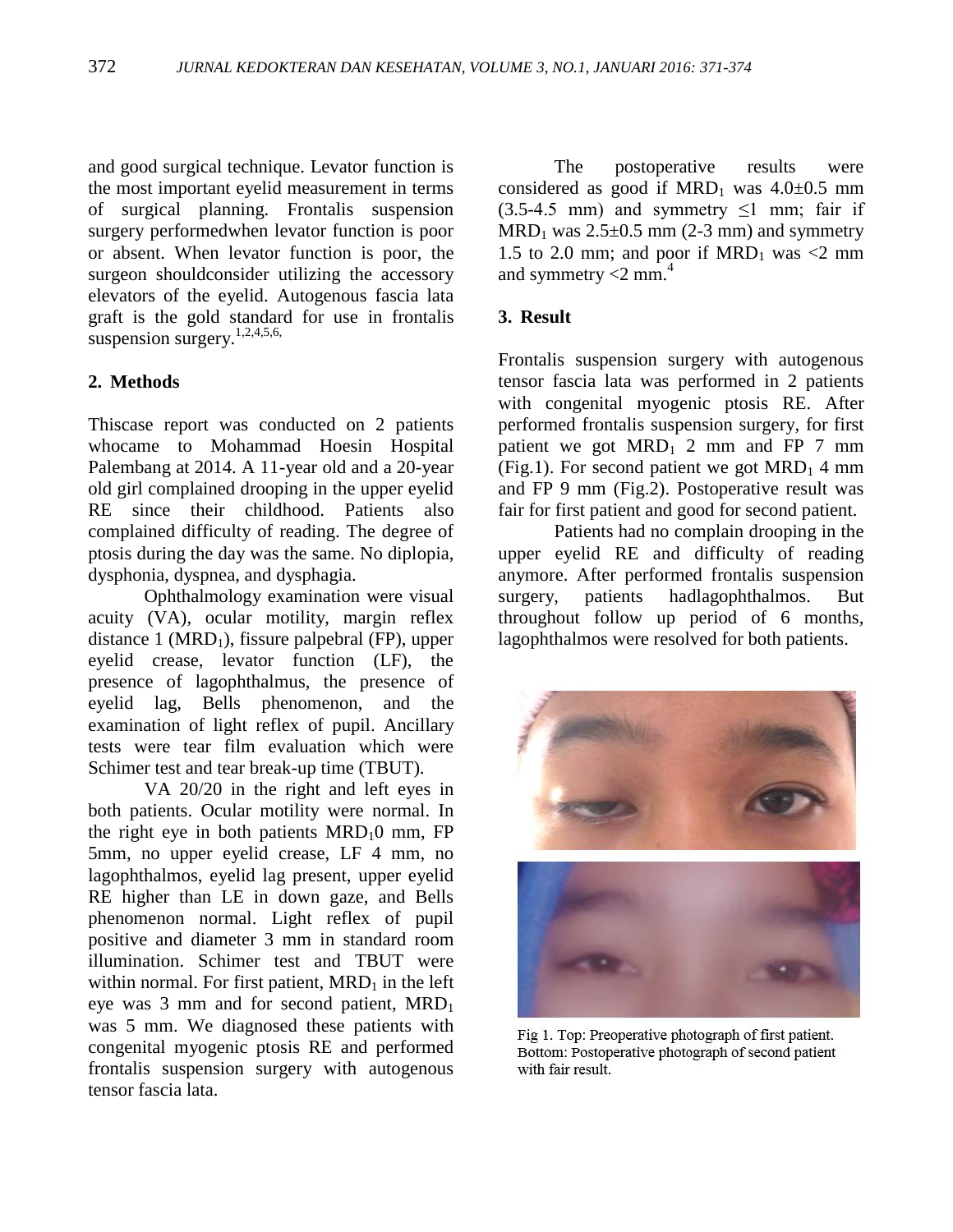and good surgical technique. Levator function is the most important eyelid measurement in terms of surgical planning. Frontalis suspension surgery performedwhen levator function is poor or absent. When levator function is poor, the surgeon shouldconsider utilizing the accessory elevators of the eyelid. Autogenous fascia lata graft is the gold standard for use in frontalis suspension surgery.[1,2,4,5,6,]

## 2. Methods

Thiscase report was conducted on 2 patients whocame to Mohammad Hoesin Hospital Palembang at 2014. A 11-year old and a 20-year old girl complained drooping in the upper eyelid RE since their childhood. Patients also complained difficulty of reading. The degree of ptosis during the day was the same. No diplopia, dysphonia, dyspnea, and dysphagia.

Ophthalmology examination were visual acuity (VA), ocular motility, margin reflex distance 1 ($MRD_1$), fissure palpebral (FP), upper eyelid crease, levator function (LF), the presence of lagophthalmus, the presence of eyelid lag, Bells phenomenon, and the examination of light reflex of pupil. Ancillary tests were tear film evaluation which were Schimer test and tear break-up time (TBUT).

VA 20/20 in the right and left eyes in both patients. Ocular motility were normal. In the right eye in both patients $MRD_1$0 mm, FP 5mm, no upper eyelid crease, LF 4 mm, no lagophthalmos, eyelid lag present, upper eyelid RE higher than LE in down gaze, and Bells phenomenon normal. Light reflex of pupil positive and diameter 3 mm in standard room illumination. Schimer test and TBUT were within normal. For first patient, $MRD_1$ in the left eye was 3 mm and for second patient, $MRD_1$ was 5 mm. We diagnosed these patients with congenital myogenic ptosis RE and performed frontalis suspension surgery with autogenous tensor fascia lata.

The postoperative results were considered as good if $MRD_1$ was 4.0±0.5 mm (3.5-4.5 mm) and symmetry ≤1 mm; fair if $MRD_1$ was 2.5±0.5 mm (2-3 mm) and symmetry 1.5 to 2.0 mm; and poor if $MRD_1$ was <2 mm and symmetry <2 mm.[4]

## 3. Result

Frontalis suspension surgery with autogenous tensor fascia lata was performed in 2 patients with congenital myogenic ptosis RE. After performed frontalis suspension surgery, for first patient we got $MRD_1$ 2 mm and FP 7 mm (Fig.1). For second patient we got $MRD_1$ 4 mm and FP 9 mm (Fig.2). Postoperative result was fair for first patient and good for second patient.

Patients had no complain drooping in the upper eyelid RE and difficulty of reading anymore. After performed frontalis suspension surgery, patients hadlagophthalmos. But throughout follow up period of 6 months, lagophthalmos were resolved for both patients.

Fig 1. Top: Preoperative photograph of first patient. Bottom: Postoperative photograph of second patient with fair result.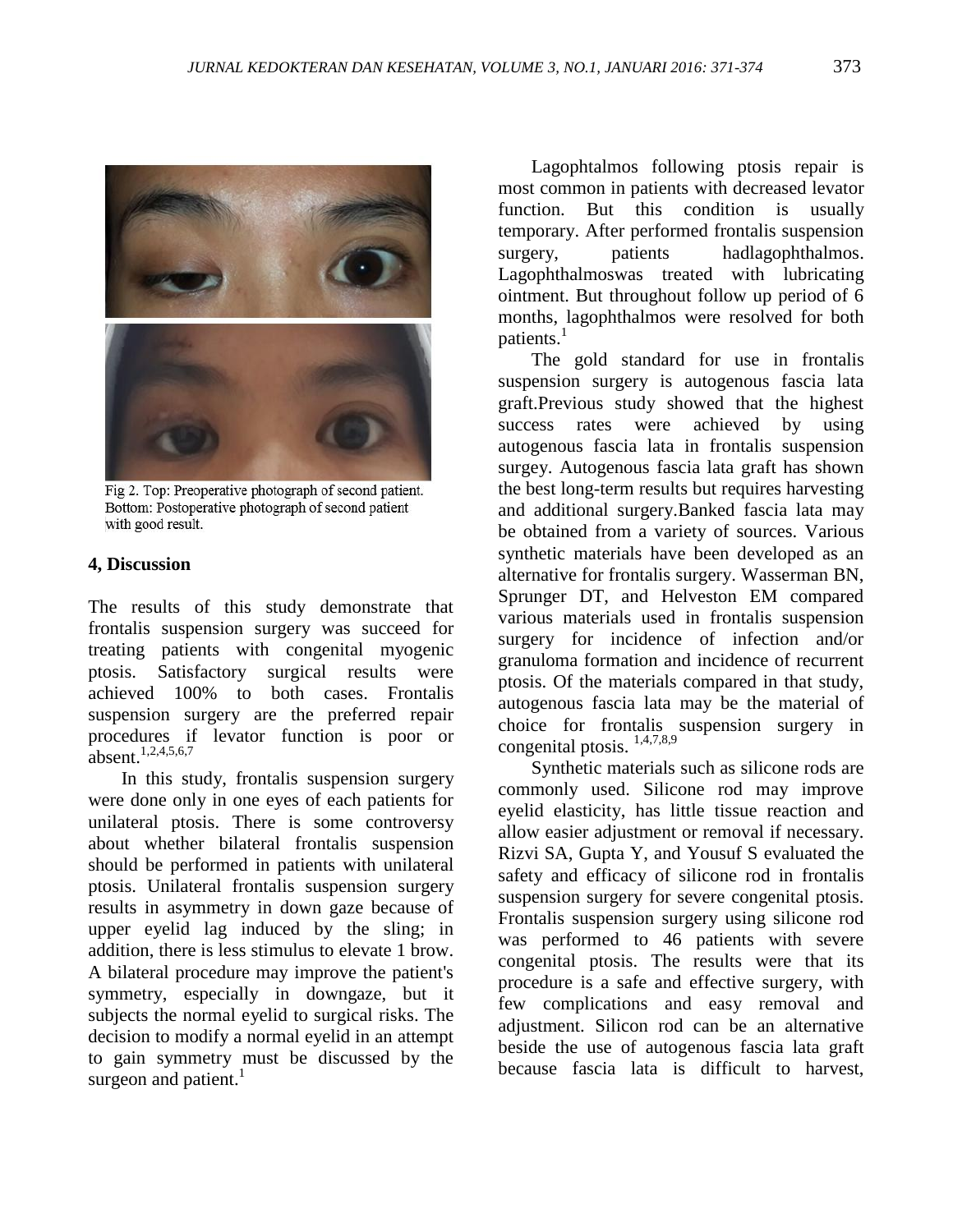Fig 2. Top: Preoperative photograph of second patient. Bottom: Postoperative photograph of second patient with good result.

## 4, Discussion

The results of this study demonstrate that frontalis suspension surgery was succeed for treating patients with congenital myogenic ptosis. Satisfactory surgical results were achieved 100% to both cases. Frontalis suspension surgery are the preferred repair procedures if levator function is poor or absent.[1,2,4,5,6,7]

In this study, frontalis suspension surgery were done only in one eyes of each patients for unilateral ptosis. There is some controversy about whether bilateral frontalis suspension should be performed in patients with unilateral ptosis. Unilateral frontalis suspension surgery results in asymmetry in down gaze because of upper eyelid lag induced by the sling; in addition, there is less stimulus to elevate 1 brow. A bilateral procedure may improve the patient's symmetry, especially in downgaze, but it subjects the normal eyelid to surgical risks. The decision to modify a normal eyelid in an attempt to gain symmetry must be discussed by the surgeon and patient.[1]

Lagophtalmos following ptosis repair is most common in patients with decreased levator function. But this condition is usually temporary. After performed frontalis suspension surgery, patients hadlagophthalmos. Lagophthalmoswas treated with lubricating ointment. But throughout follow up period of 6 months, lagophthalmos were resolved for both patients.[1]

The gold standard for use in frontalis suspension surgery is autogenous fascia lata graft.Previous study showed that the highest success rates were achieved by using autogenous fascia lata in frontalis suspension surgey. Autogenous fascia lata graft has shown the best long-term results but requires harvesting and additional surgery.Banked fascia lata may be obtained from a variety of sources. Various synthetic materials have been developed as an alternative for frontalis surgery. Wasserman BN, Sprunger DT, and Helveston EM compared various materials used in frontalis suspension surgery for incidence of infection and/or granuloma formation and incidence of recurrent ptosis. Of the materials compared in that study, autogenous fascia lata may be the material of choice for frontalis suspension surgery in congenital ptosis. [1,4,7,8,9]

Synthetic materials such as silicone rods are commonly used. Silicone rod may improve eyelid elasticity, has little tissue reaction and allow easier adjustment or removal if necessary. Rizvi SA, Gupta Y, and Yousuf S evaluated the safety and efficacy of silicone rod in frontalis suspension surgery for severe congenital ptosis. Frontalis suspension surgery using silicone rod was performed to 46 patients with severe congenital ptosis. The results were that its procedure is a safe and effective surgery, with few complications and easy removal and adjustment. Silicon rod can be an alternative beside the use of autogenous fascia lata graft because fascia lata is difficult to harvest,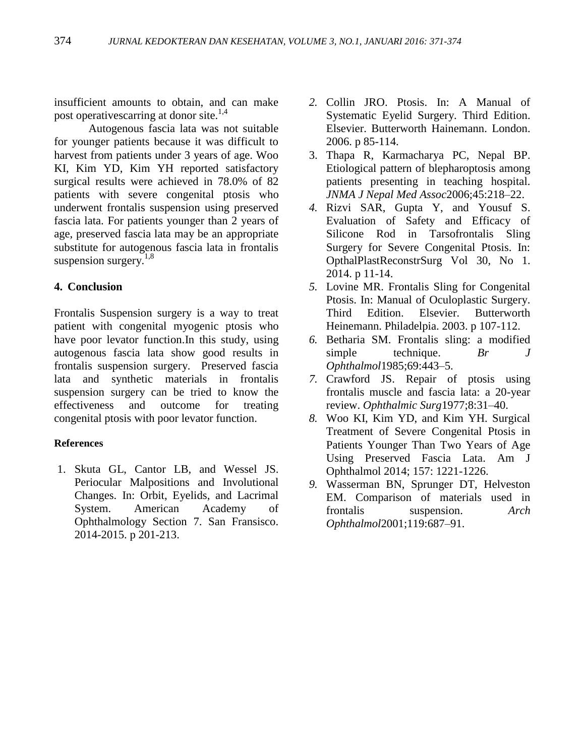insufficient amounts to obtain, and can make post operativescarring at donor site.[1,4]

Autogenous fascia lata was not suitable for younger patients because it was difficult to harvest from patients under 3 years of age. Woo KI, Kim YD, Kim YH reported satisfactory surgical results were achieved in 78.0% of 82 patients with severe congenital ptosis who underwent frontalis suspension using preserved fascia lata. For patients younger than 2 years of age, preserved fascia lata may be an appropriate substitute for autogenous fascia lata in frontalis suspension surgery.[1,8]

## 4. Conclusion

Frontalis Suspension surgery is a way to treat patient with congenital myogenic ptosis who have poor levator function.In this study, using autogenous fascia lata show good results in frontalis suspension surgery. Preserved fascia lata and synthetic materials in frontalis suspension surgery can be tried to know the effectiveness and outcome for treating congenital ptosis with poor levator function.

### References

1. Skuta GL, Cantor LB, and Wessel JS. Periocular Malpositions and Involutional Changes. In: Orbit, Eyelids, and Lacrimal System. American Academy of Ophthalmology Section 7. San Fransisco. 2014-2015. p 201-213.
2. Collin JRO. Ptosis. In: A Manual of Systematic Eyelid Surgery. Third Edition. Elsevier. Butterworth Hainemann. London. 2006. p 85-114.
3. Thapa R, Karmacharya PC, Nepal BP. Etiological pattern of blepharoptosis among patients presenting in teaching hospital. *JNMA J Nepal Med Assoc*2006;45:218–22.
4. Rizvi SAR, Gupta Y, and Yousuf S. Evaluation of Safety and Efficacy of Silicone Rod in Tarsofrontalis Sling Surgery for Severe Congenital Ptosis. In: OpthalPlastReconstrSurg Vol 30, No 1. 2014. p 11-14.
5. Lovine MR. Frontalis Sling for Congenital Ptosis. In: Manual of Oculoplastic Surgery. Third Edition. Elsevier. Butterworth Heinemann. Philadelphia. 2003. p 107-112.
6. Betharia SM. Frontalis sling: a modified simple technique. *Br J Ophthalmol*1985;69:443–5.
7. Crawford JS. Repair of ptosis using frontalis muscle and fascia lata: a 20-year review. *Ophthalmic Surg*1977;8:31–40.
8. Woo KI, Kim YD, and Kim YH. Surgical Treatment of Severe Congenital Ptosis in Patients Younger Than Two Years of Age Using Preserved Fascia Lata. Am J Ophthalmol 2014; 157: 1221-1226.
9. Wasserman BN, Sprunger DT, Helveston EM. Comparison of materials used in frontalis suspension. *Arch Ophthalmol*2001;119:687–91.